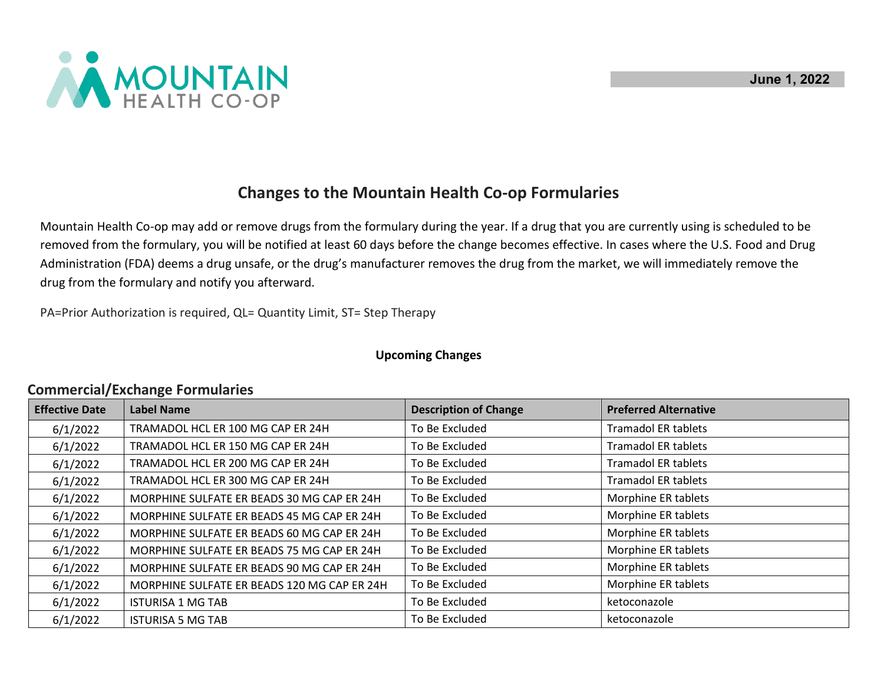MOUNTAIN HEALTH CO-OP

June 1, 2022

# Changes to the Mountain Health Co-op Formularies

Mountain Health Co-op may add or remove drugs from the formulary during the year. If a drug that you are currently using is scheduled to be removed from the formulary, you will be notified at least 60 days before the change becomes effective. In cases where the U.S. Food and Drug Administration (FDA) deems a drug unsafe, or the drug's manufacturer removes the drug from the market, we will immediately remove the drug from the formulary and notify you afterward.

PA=Prior Authorization is required, QL= Quantity Limit, ST= Step Therapy

**Upcoming Changes**

## Commercial/Exchange Formularies

| Effective Date | Label Name | Description of Change | Preferred Alternative |
|---|---|---|---|
| 6/1/2022 | TRAMADOL HCL ER 100 MG CAP ER 24H | To Be Excluded | Tramadol ER tablets |
| 6/1/2022 | TRAMADOL HCL ER 150 MG CAP ER 24H | To Be Excluded | Tramadol ER tablets |
| 6/1/2022 | TRAMADOL HCL ER 200 MG CAP ER 24H | To Be Excluded | Tramadol ER tablets |
| 6/1/2022 | TRAMADOL HCL ER 300 MG CAP ER 24H | To Be Excluded | Tramadol ER tablets |
| 6/1/2022 | MORPHINE SULFATE ER BEADS 30 MG CAP ER 24H | To Be Excluded | Morphine ER tablets |
| 6/1/2022 | MORPHINE SULFATE ER BEADS 45 MG CAP ER 24H | To Be Excluded | Morphine ER tablets |
| 6/1/2022 | MORPHINE SULFATE ER BEADS 60 MG CAP ER 24H | To Be Excluded | Morphine ER tablets |
| 6/1/2022 | MORPHINE SULFATE ER BEADS 75 MG CAP ER 24H | To Be Excluded | Morphine ER tablets |
| 6/1/2022 | MORPHINE SULFATE ER BEADS 90 MG CAP ER 24H | To Be Excluded | Morphine ER tablets |
| 6/1/2022 | MORPHINE SULFATE ER BEADS 120 MG CAP ER 24H | To Be Excluded | Morphine ER tablets |
| 6/1/2022 | ISTURISA 1 MG TAB | To Be Excluded | ketoconazole |
| 6/1/2022 | ISTURISA 5 MG TAB | To Be Excluded | ketoconazole |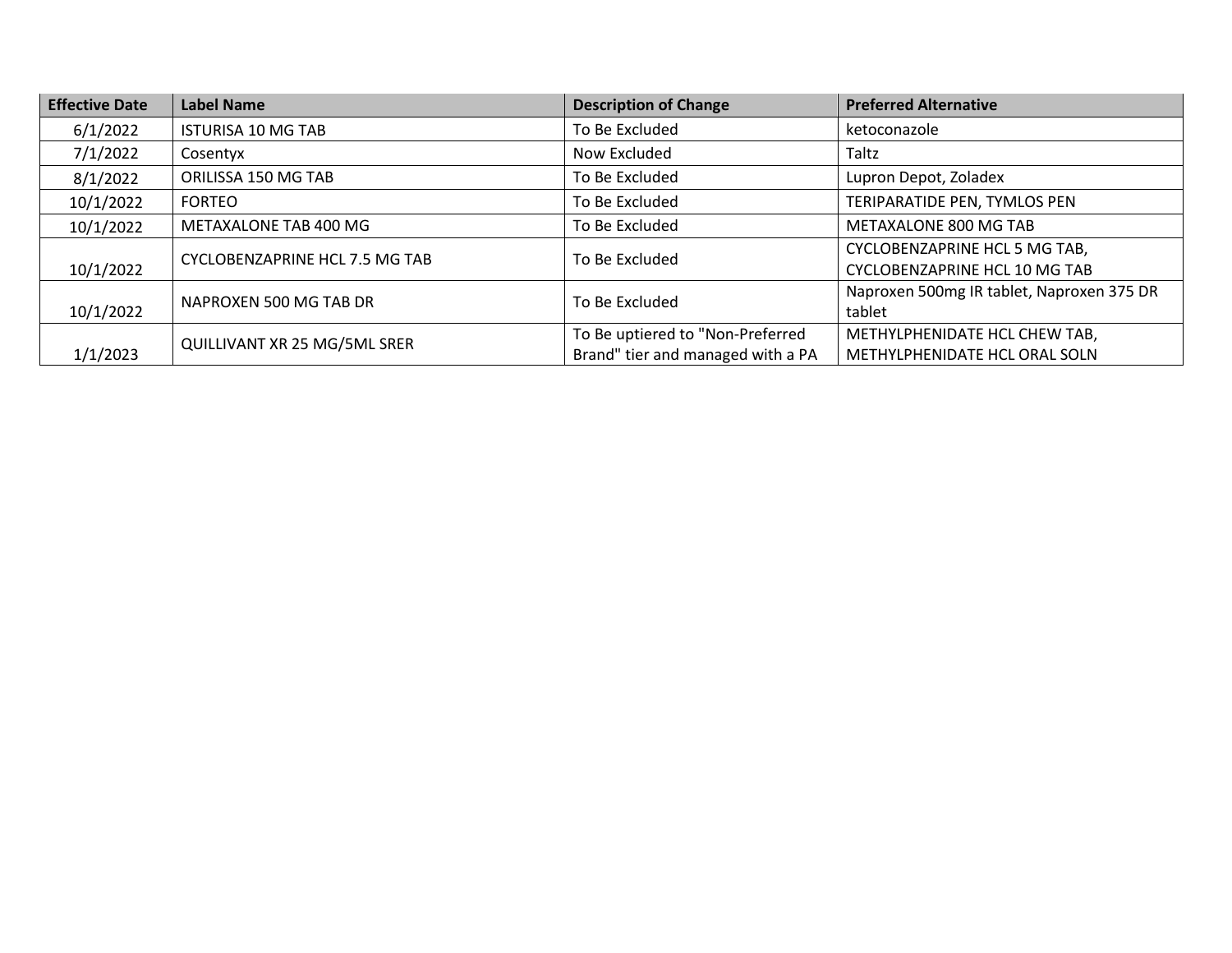| Effective Date | Label Name | Description of Change | Preferred Alternative |
|---|---|---|---|
| 6/1/2022 | ISTURISA 10 MG TAB | To Be Excluded | ketoconazole |
| 7/1/2022 | Cosentyx | Now Excluded | Taltz |
| 8/1/2022 | ORILISSA 150 MG TAB | To Be Excluded | Lupron Depot, Zoladex |
| 10/1/2022 | FORTEO | To Be Excluded | TERIPARATIDE PEN, TYMLOS PEN |
| 10/1/2022 | METAXALONE TAB 400 MG | To Be Excluded | METAXALONE 800 MG TAB |
| 10/1/2022 | CYCLOBENZAPRINE HCL 7.5 MG TAB | To Be Excluded | CYCLOBENZAPRINE HCL 5 MG TAB, CYCLOBENZAPRINE HCL 10 MG TAB |
| 10/1/2022 | NAPROXEN 500 MG TAB DR | To Be Excluded | Naproxen 500mg IR tablet, Naproxen 375 DR tablet |
| 1/1/2023 | QUILLIVANT XR 25 MG/5ML SRER | To Be uptiered to "Non-Preferred Brand" tier and managed with a PA | METHYLPHENIDATE HCL CHEW TAB, METHYLPHENIDATE HCL ORAL SOLN |